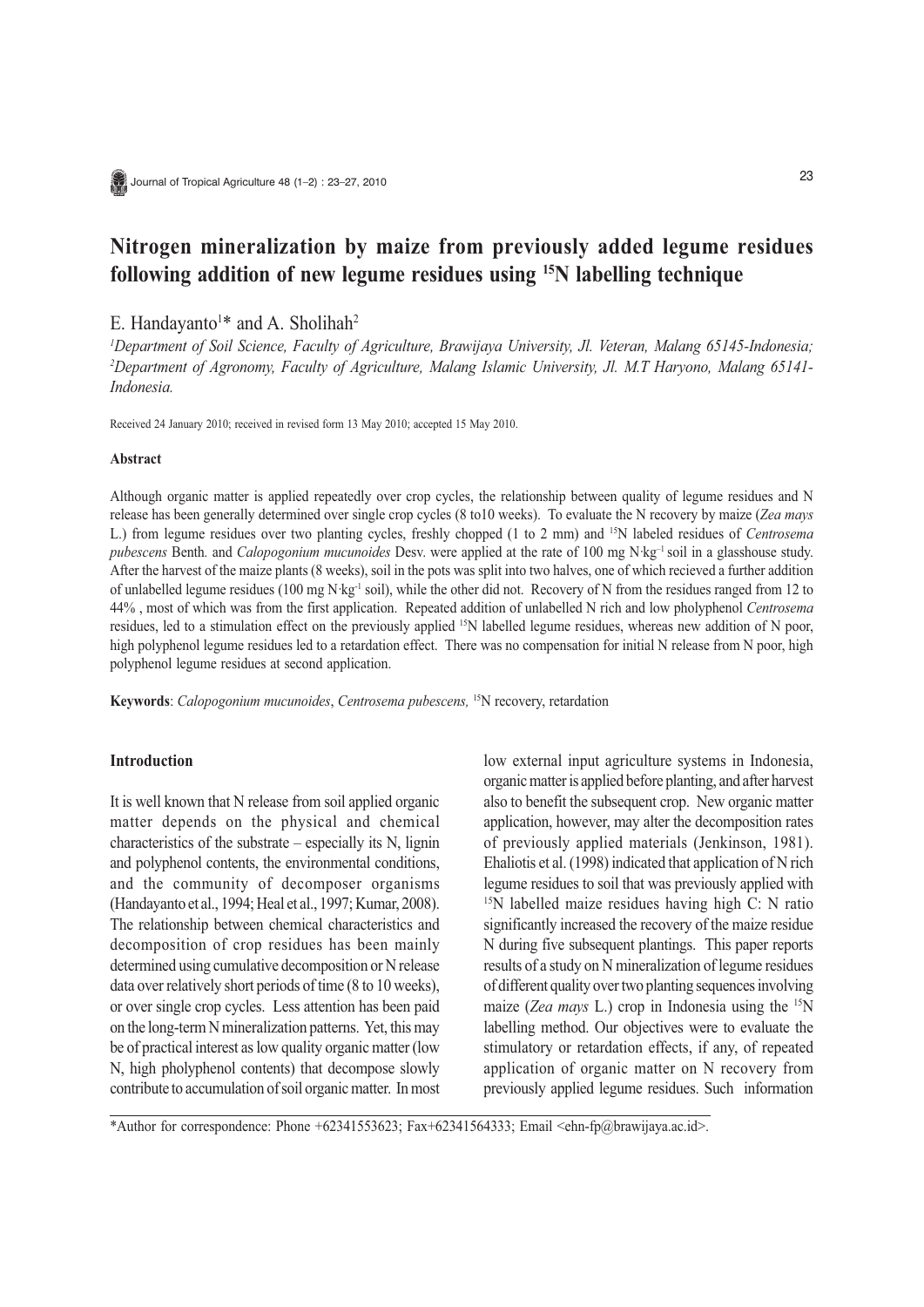# Nitrogen mineralization by maize from previously added legume residues following addition of new legume residues using $^{15}$N labelling technique

E. Handayanto[1]* and A. Sholihah[2]

[1]*Department of Soil Science, Faculty of Agriculture, Brawijaya University, Jl. Veteran, Malang 65145-Indonesia;*
[2]*Department of Agronomy, Faculty of Agriculture, Malang Islamic University, Jl. M.T Haryono, Malang 65141-Indonesia.*

Received 24 January 2010; received in revised form 13 May 2010; accepted 15 May 2010.

## Abstract

Although organic matter is applied repeatedly over crop cycles, the relationship between quality of legume residues and N release has been generally determined over single crop cycles (8 to10 weeks). To evaluate the N recovery by maize (*Zea mays* L.) from legume residues over two planting cycles, freshly chopped (1 to 2 mm) and $^{15}$N labeled residues of *Centrosema pubescens* Benth. and *Calopogonium mucunoides* Desv. were applied at the rate of 100 mg N·kg$^{-1}$ soil in a glasshouse study. After the harvest of the maize plants (8 weeks), soil in the pots was split into two halves, one of which recieved a further addition of unlabelled legume residues (100 mg N·kg$^{-1}$ soil), while the other did not. Recovery of N from the residues ranged from 12 to 44% , most of which was from the first application. Repeated addition of unlabelled N rich and low pholyphenol *Centrosema* residues, led to a stimulation effect on the previously applied $^{15}$N labelled legume residues, whereas new addition of N poor, high polyphenol legume residues led to a retardation effect. There was no compensation for initial N release from N poor, high polyphenol legume residues at second application.

**Keywords**: *Calopogonium mucunoides*, *Centrosema pubescens,* $^{15}$N recovery, retardation

## Introduction

It is well known that N release from soil applied organic matter depends on the physical and chemical characteristics of the substrate – especially its N, lignin and polyphenol contents, the environmental conditions, and the community of decomposer organisms (Handayanto et al., 1994; Heal et al., 1997; Kumar, 2008). The relationship between chemical characteristics and decomposition of crop residues has been mainly determined using cumulative decomposition or N release data over relatively short periods of time (8 to 10 weeks), or over single crop cycles. Less attention has been paid on the long-term N mineralization patterns. Yet, this may be of practical interest as low quality organic matter (low N, high pholyphenol contents) that decompose slowly contribute to accumulation of soil organic matter. In most low external input agriculture systems in Indonesia, organic matter is applied before planting, and after harvest also to benefit the subsequent crop. New organic matter application, however, may alter the decomposition rates of previously applied materials (Jenkinson, 1981). Ehaliotis et al. (1998) indicated that application of N rich legume residues to soil that was previously applied with $^{15}$N labelled maize residues having high C: N ratio significantly increased the recovery of the maize residue N during five subsequent plantings. This paper reports results of a study on N mineralization of legume residues of different quality over two planting sequences involving maize (*Zea mays* L.) crop in Indonesia using the $^{15}$N labelling method. Our objectives were to evaluate the stimulatory or retardation effects, if any, of repeated application of organic matter on N recovery from previously applied legume residues. Such information

*Author for correspondence: Phone +62341553623; Fax+62341564333; Email <ehn-fp@brawijaya.ac.id>.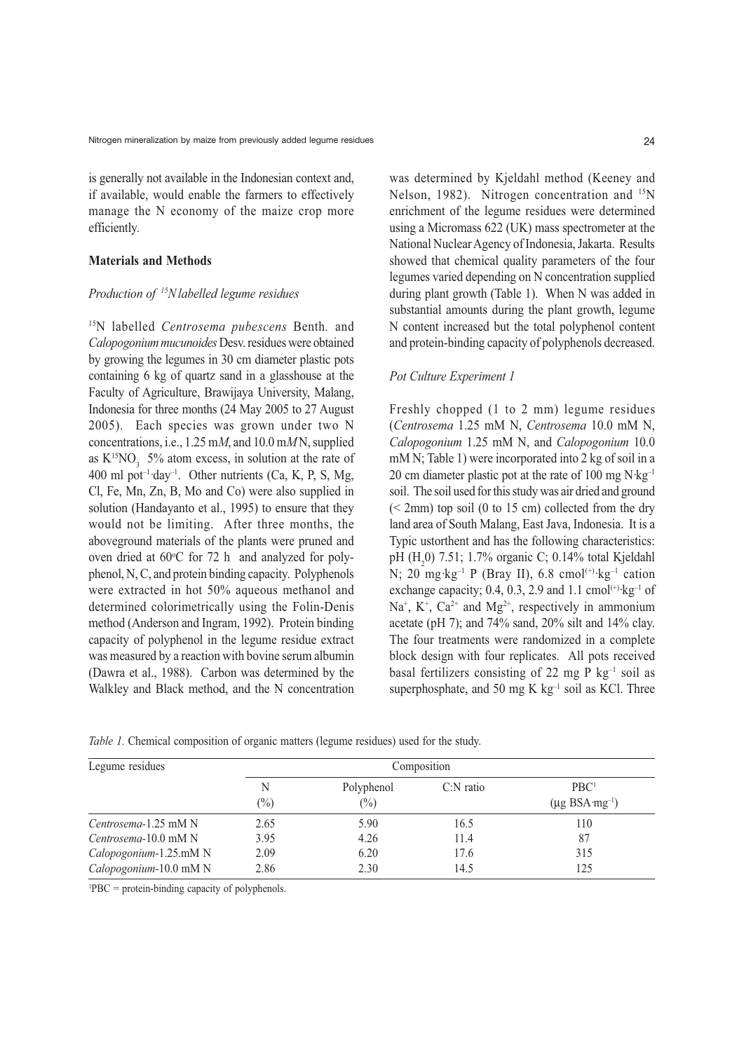is generally not available in the Indonesian context and, if available, would enable the farmers to effectively manage the N economy of the maize crop more efficiently.

## Materials and Methods

### *Production of $^{15}N$ labelled legume residues*

$^{15}N$ labelled *Centrosema pubescens* Benth. and *Calopogonium mucunoides* Desv. residues were obtained by growing the legumes in 30 cm diameter plastic pots containing 6 kg of quartz sand in a glasshouse at the Faculty of Agriculture, Brawijaya University, Malang, Indonesia for three months (24 May 2005 to 27 August 2005). Each species was grown under two N concentrations, i.e., 1.25 m*M*, and 10.0 m*M* N, supplied as $K^{15}NO_3$ 5% atom excess, in solution at the rate of 400 ml $pot^{-1} \cdot day^{-1}$. Other nutrients (Ca, K, P, S, Mg, Cl, Fe, Mn, Zn, B, Mo and Co) were also supplied in solution (Handayanto et al., 1995) to ensure that they would not be limiting. After three months, the aboveground materials of the plants were pruned and oven dried at 60°C for 72 h and analyzed for polyphenol, N, C, and protein binding capacity. Polyphenols were extracted in hot 50% aqueous methanol and determined colorimetrically using the Folin-Denis method (Anderson and Ingram, 1992). Protein binding capacity of polyphenol in the legume residue extract was measured by a reaction with bovine serum albumin (Dawra et al., 1988). Carbon was determined by the Walkley and Black method, and the N concentration was determined by Kjeldahl method (Keeney and Nelson, 1982). Nitrogen concentration and $^{15}N$ enrichment of the legume residues were determined using a Micromass 622 (UK) mass spectrometer at the National Nuclear Agency of Indonesia, Jakarta. Results showed that chemical quality parameters of the four legumes varied depending on N concentration supplied during plant growth (Table 1). When N was added in substantial amounts during the plant growth, legume N content increased but the total polyphenol content and protein-binding capacity of polyphenols decreased.

### *Pot Culture Experiment 1*

Freshly chopped (1 to 2 mm) legume residues (*Centrosema* 1.25 mM N, *Centrosema* 10.0 mM N, *Calopogonium* 1.25 mM N, and *Calopogonium* 10.0 mM N; Table 1) were incorporated into 2 kg of soil in a 20 cm diameter plastic pot at the rate of 100 mg $N \cdot kg^{-1}$ soil. The soil used for this study was air dried and ground (< 2mm) top soil (0 to 15 cm) collected from the dry land area of South Malang, East Java, Indonesia. It is a Typic ustorthent and has the following characteristics: pH ($H_2O$) 7.51; 1.7% organic C; 0.14% total Kjeldahl N; 20 $mg \cdot kg^{-1}$ P (Bray II), 6.8 $cmol^{(+)} \cdot kg^{-1}$ cation exchange capacity; 0.4, 0.3, 2.9 and 1.1 $cmol^{(+)} \cdot kg^{-1}$ of $Na^+$, $K^+$, $Ca^{2+}$ and $Mg^{2+}$, respectively in ammonium acetate (pH 7); and 74% sand, 20% silt and 14% clay. The four treatments were randomized in a complete block design with four replicates. All pots received basal fertilizers consisting of 22 mg P $kg^{-1}$ soil as superphosphate, and 50 mg K $kg^{-1}$ soil as KCl. Three

*Table 1.* Chemical composition of organic matters (legume residues) used for the study.

| Legume residues | Composition | | | |
|---|---|---|---|---|
| | N (%) | Polyphenol (%) | C:N ratio | PBC[1] ($\mu g\ BSA \cdot mg^{-1}$) |
| *Centrosema*-1.25 mM N | 2.65 | 5.90 | 16.5 | 110 |
| *Centrosema*-10.0 mM N | 3.95 | 4.26 | 11.4 | 87 |
| *Calopogonium*-1.25.mM N | 2.09 | 6.20 | 17.6 | 315 |
| *Calopogonium*-10.0 mM N | 2.86 | 2.30 | 14.5 | 125 |

[1]PBC = protein-binding capacity of polyphenols.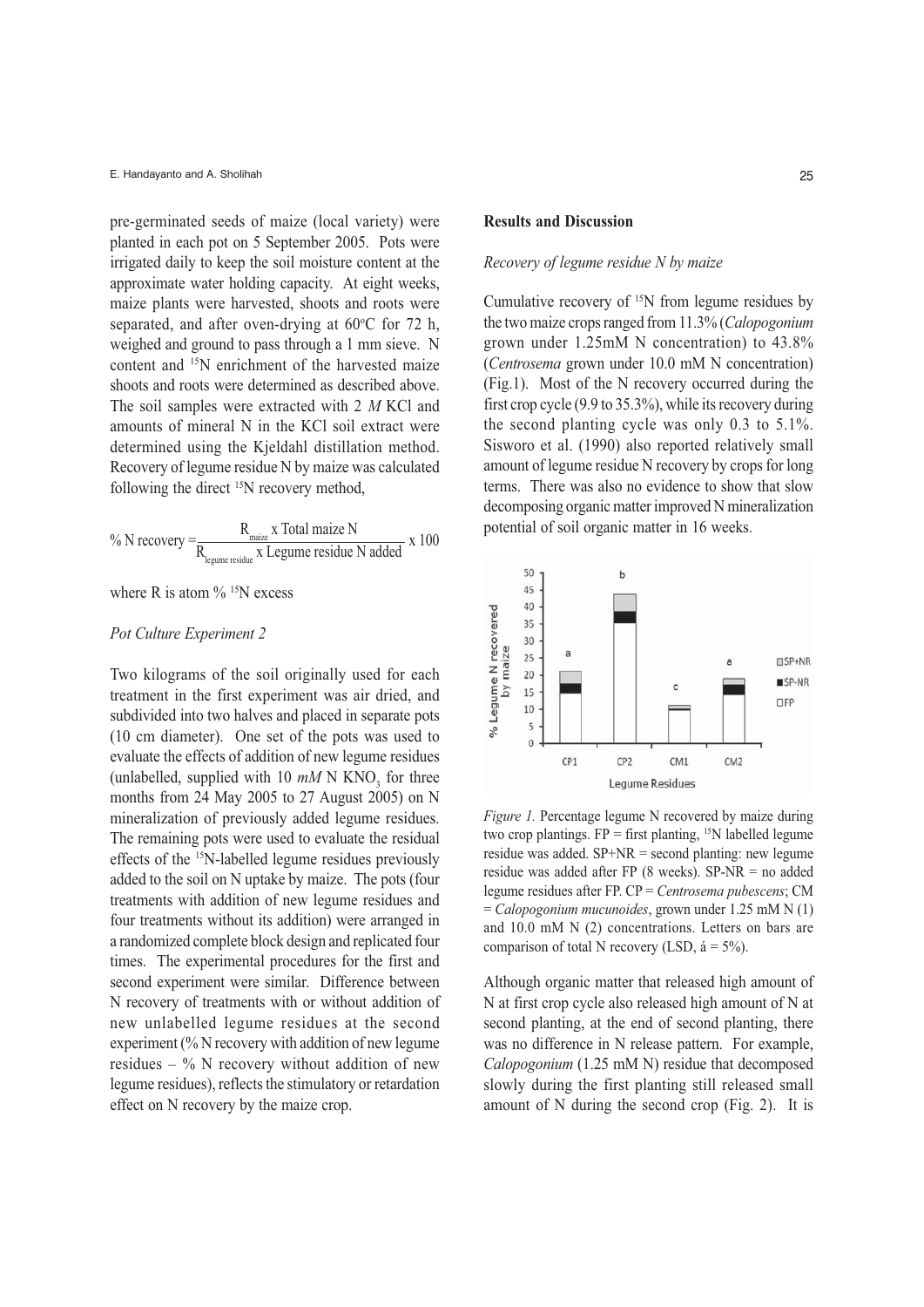pre-germinated seeds of maize (local variety) were planted in each pot on 5 September 2005. Pots were irrigated daily to keep the soil moisture content at the approximate water holding capacity. At eight weeks, maize plants were harvested, shoots and roots were separated, and after oven-drying at 60°C for 72 h, weighed and ground to pass through a 1 mm sieve. N content and $^{15}N$ enrichment of the harvested maize shoots and roots were determined as described above. The soil samples were extracted with 2 *M* KCl and amounts of mineral N in the KCl soil extract were determined using the Kjeldahl distillation method. Recovery of legume residue N by maize was calculated following the direct $^{15}N$ recovery method,

$$\% \text{ N recovery} = \frac{R_{maize} \times \text{Total maize N}}{R_{legume\ residue} \times \text{Legume residue N added}} \times 100$$

where R is atom % $^{15}N$ excess

*Pot Culture Experiment 2*

Two kilograms of the soil originally used for each treatment in the first experiment was air dried, and subdivided into two halves and placed in separate pots (10 cm diameter). One set of the pots was used to evaluate the effects of addition of new legume residues (unlabelled, supplied with 10 *mM* N $KNO_3$ for three months from 24 May 2005 to 27 August 2005) on N mineralization of previously added legume residues. The remaining pots were used to evaluate the residual effects of the $^{15}N$-labelled legume residues previously added to the soil on N uptake by maize. The pots (four treatments with addition of new legume residues and four treatments without its addition) were arranged in a randomized complete block design and replicated four times. The experimental procedures for the first and second experiment were similar. Difference between N recovery of treatments with or without addition of new unlabelled legume residues at the second experiment (% N recovery with addition of new legume residues – % N recovery without addition of new legume residues), reflects the stimulatory or retardation effect on N recovery by the maize crop.

## Results and Discussion

*Recovery of legume residue N by maize*

Cumulative recovery of $^{15}N$ from legume residues by the two maize crops ranged from 11.3% (*Calopogonium* grown under 1.25mM N concentration) to 43.8% (*Centrosema* grown under 10.0 mM N concentration) (Fig.1). Most of the N recovery occurred during the first crop cycle (9.9 to 35.3%), while its recovery during the second planting cycle was only 0.3 to 5.1%. Sisworo et al. (1990) also reported relatively small amount of legume residue N recovery by crops for long terms. There was also no evidence to show that slow decomposing organic matter improved N mineralization potential of soil organic matter in 16 weeks.

% Legume N recovered by maize

0
5
10
15
20
25
30
35
40
45
50

a
b
c
a

CP1
CP2
CM1
CM2

Legume Residues

SP+NR
SP-NR
FP

*Figure 1.* Percentage legume N recovered by maize during two crop plantings. FP = first planting, $^{15}N$ labelled legume residue was added. SP+NR = second planting: new legume residue was added after FP (8 weeks). SP-NR = no added legume residues after FP. CP = *Centrosema pubescens*; CM = *Calopogonium mucunoides*, grown under 1.25 mM N (1) and 10.0 mM N (2) concentrations. Letters on bars are comparison of total N recovery (LSD, $\alpha$ = 5%).

Although organic matter that released high amount of N at first crop cycle also released high amount of N at second planting, at the end of second planting, there was no difference in N release pattern. For example, *Calopogonium* (1.25 mM N) residue that decomposed slowly during the first planting still released small amount of N during the second crop (Fig. 2). It is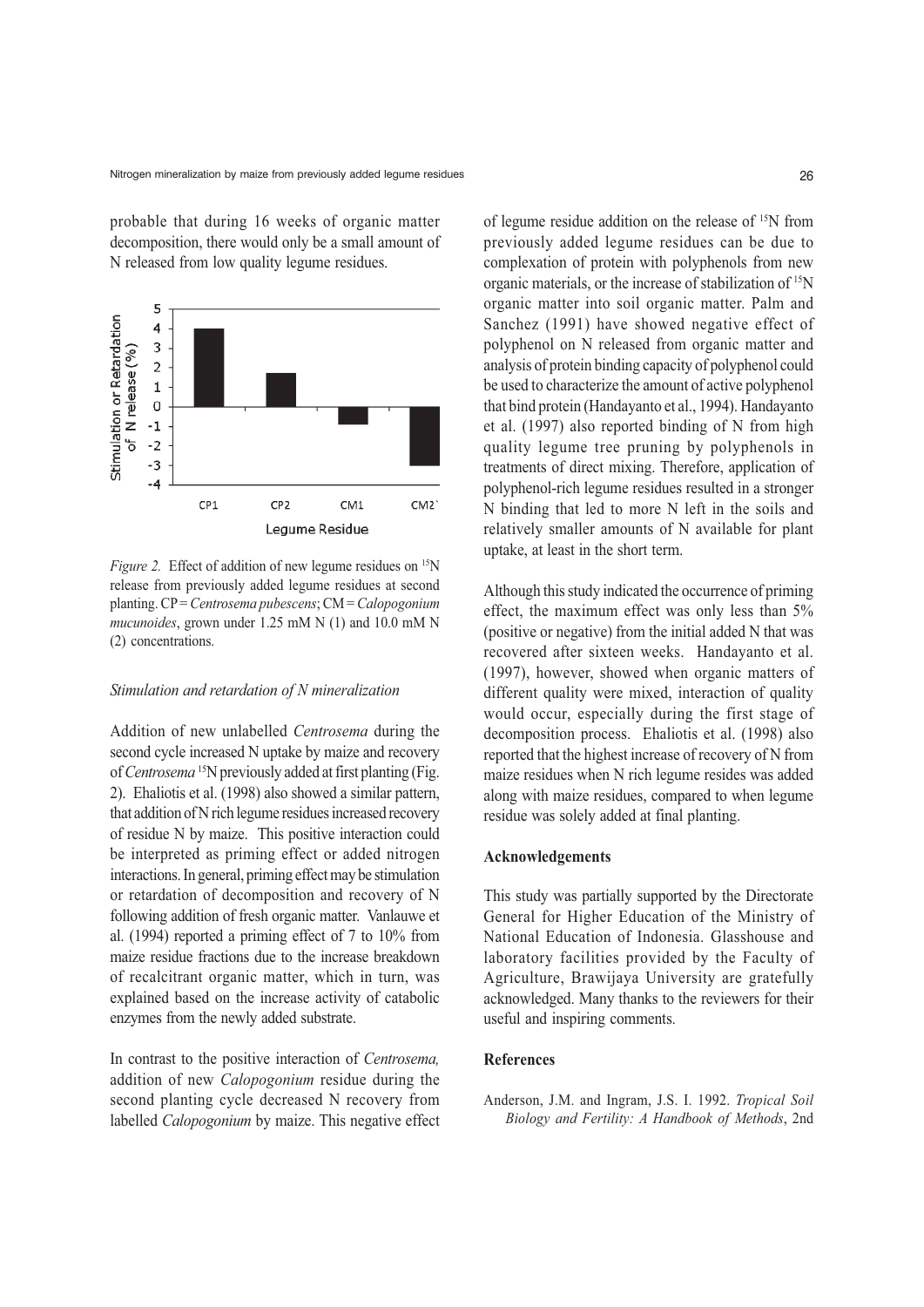probable that during 16 weeks of organic matter decomposition, there would only be a small amount of N released from low quality legume residues.

Stimulation or Retardation of N release (%)

5
4
3
2
1
0
-1
-2
-3
-4

CP1 CP2 CM1 CM2`

Legume Residue

*Figure 2.* Effect of addition of new legume residues on $^{15}N$ release from previously added legume residues at second planting. CP = *Centrosema pubescens*; CM = *Calopogonium mucunoides*, grown under 1.25 mM N (1) and 10.0 mM N (2) concentrations.

### *Stimulation and retardation of N mineralization*

Addition of new unlabelled *Centrosema* during the second cycle increased N uptake by maize and recovery of *Centrosema* $^{15}N$ previously added at first planting (Fig. 2). Ehaliotis et al. (1998) also showed a similar pattern, that addition of N rich legume residues increased recovery of residue N by maize. This positive interaction could be interpreted as priming effect or added nitrogen interactions. In general, priming effect may be stimulation or retardation of decomposition and recovery of N following addition of fresh organic matter. Vanlauwe et al. (1994) reported a priming effect of 7 to 10% from maize residue fractions due to the increase breakdown of recalcitrant organic matter, which in turn, was explained based on the increase activity of catabolic enzymes from the newly added substrate.

In contrast to the positive interaction of *Centrosema,* addition of new *Calopogonium* residue during the second planting cycle decreased N recovery from labelled *Calopogonium* by maize. This negative effect of legume residue addition on the release of $^{15}N$ from previously added legume residues can be due to complexation of protein with polyphenols from new organic materials, or the increase of stabilization of $^{15}N$ organic matter into soil organic matter. Palm and Sanchez (1991) have showed negative effect of polyphenol on N released from organic matter and analysis of protein binding capacity of polyphenol could be used to characterize the amount of active polyphenol that bind protein (Handayanto et al., 1994). Handayanto et al. (1997) also reported binding of N from high quality legume tree pruning by polyphenols in treatments of direct mixing. Therefore, application of polyphenol-rich legume residues resulted in a stronger N binding that led to more N left in the soils and relatively smaller amounts of N available for plant uptake, at least in the short term.

Although this study indicated the occurrence of priming effect, the maximum effect was only less than 5% (positive or negative) from the initial added N that was recovered after sixteen weeks. Handayanto et al. (1997), however, showed when organic matters of different quality were mixed, interaction of quality would occur, especially during the first stage of decomposition process. Ehaliotis et al. (1998) also reported that the highest increase of recovery of N from maize residues when N rich legume resides was added along with maize residues, compared to when legume residue was solely added at final planting.

## Acknowledgements

This study was partially supported by the Directorate General for Higher Education of the Ministry of National Education of Indonesia. Glasshouse and laboratory facilities provided by the Faculty of Agriculture, Brawijaya University are gratefully acknowledged. Many thanks to the reviewers for their useful and inspiring comments.

## References

Anderson, J.M. and Ingram, J.S. I. 1992. *Tropical Soil Biology and Fertility: A Handbook of Methods*, 2nd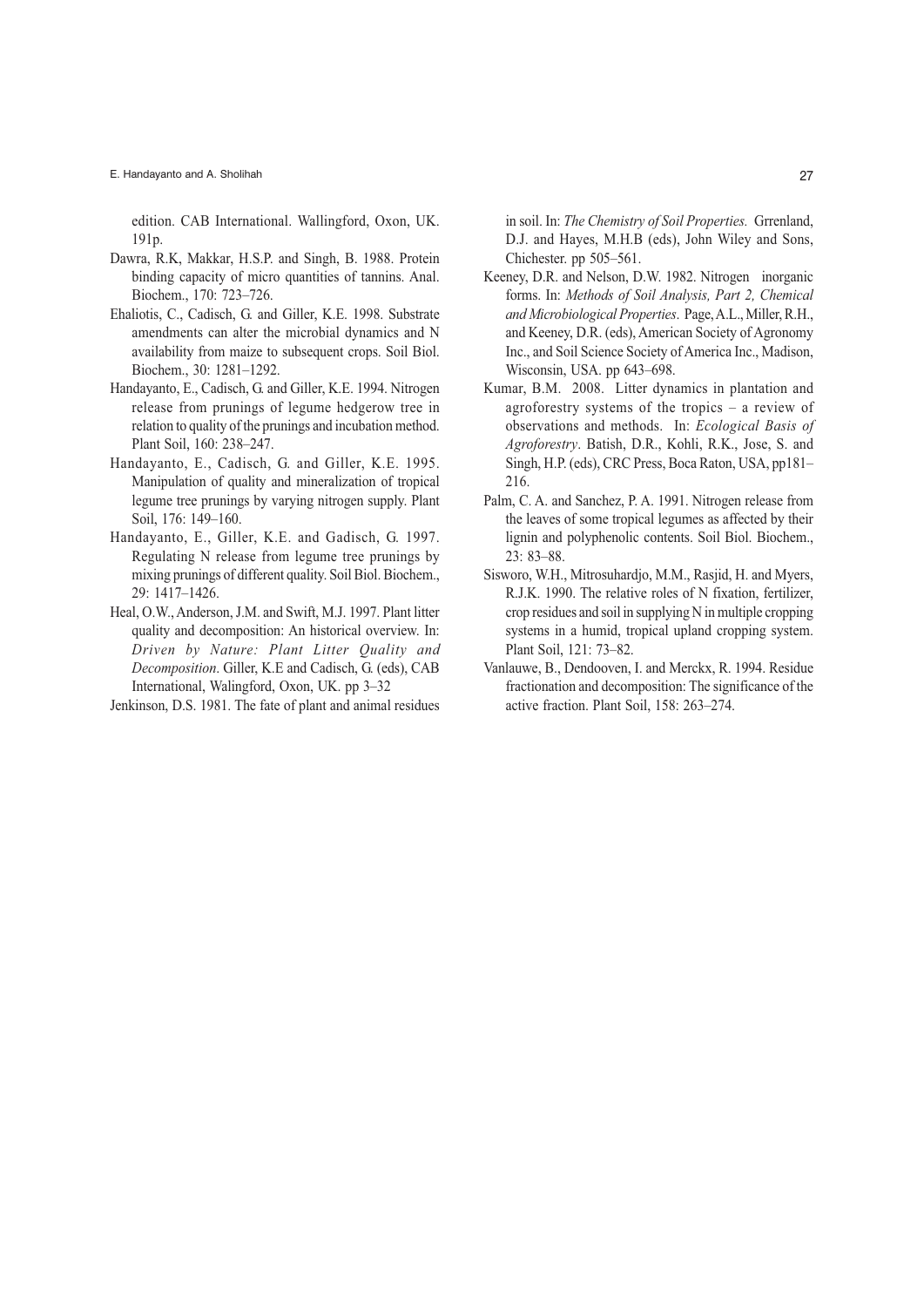edition. CAB International. Wallingford, Oxon, UK. 191p.

Dawra, R.K, Makkar, H.S.P. and Singh, B. 1988. Protein binding capacity of micro quantities of tannins. Anal. Biochem., 170: 723–726.

Ehaliotis, C., Cadisch, G. and Giller, K.E. 1998. Substrate amendments can alter the microbial dynamics and N availability from maize to subsequent crops. Soil Biol. Biochem., 30: 1281–1292.

Handayanto, E., Cadisch, G. and Giller, K.E. 1994. Nitrogen release from prunings of legume hedgerow tree in relation to quality of the prunings and incubation method. Plant Soil, 160: 238–247.

Handayanto, E., Cadisch, G. and Giller, K.E. 1995. Manipulation of quality and mineralization of tropical legume tree prunings by varying nitrogen supply. Plant Soil, 176: 149–160.

Handayanto, E., Giller, K.E. and Gadisch, G. 1997. Regulating N release from legume tree prunings by mixing prunings of different quality. Soil Biol. Biochem., 29: 1417–1426.

Heal, O.W., Anderson, J.M. and Swift, M.J. 1997. Plant litter quality and decomposition: An historical overview. In: *Driven by Nature: Plant Litter Quality and Decomposition*. Giller, K.E and Cadisch, G. (eds), CAB International, Walingford, Oxon, UK. pp 3–32

Jenkinson, D.S. 1981. The fate of plant and animal residues in soil. In: *The Chemistry of Soil Properties.* Grrenland, D.J. and Hayes, M.H.B (eds), John Wiley and Sons, Chichester. pp 505–561.

Keeney, D.R. and Nelson, D.W. 1982. Nitrogen inorganic forms. In: *Methods of Soil Analysis, Part 2, Chemical and Microbiological Properties*. Page, A.L., Miller, R.H., and Keeney, D.R. (eds), American Society of Agronomy Inc., and Soil Science Society of America Inc., Madison, Wisconsin, USA. pp 643–698.

Kumar, B.M. 2008. Litter dynamics in plantation and agroforestry systems of the tropics – a review of observations and methods. In: *Ecological Basis of Agroforestry*. Batish, D.R., Kohli, R.K., Jose, S. and Singh, H.P. (eds), CRC Press, Boca Raton, USA, pp181–216.

Palm, C. A. and Sanchez, P. A. 1991. Nitrogen release from the leaves of some tropical legumes as affected by their lignin and polyphenolic contents. Soil Biol. Biochem., 23: 83–88.

Sisworo, W.H., Mitrosuhardjo, M.M., Rasjid, H. and Myers, R.J.K. 1990. The relative roles of N fixation, fertilizer, crop residues and soil in supplying N in multiple cropping systems in a humid, tropical upland cropping system. Plant Soil, 121: 73–82.

Vanlauwe, B., Dendooven, I. and Merckx, R. 1994. Residue fractionation and decomposition: The significance of the active fraction. Plant Soil, 158: 263–274.